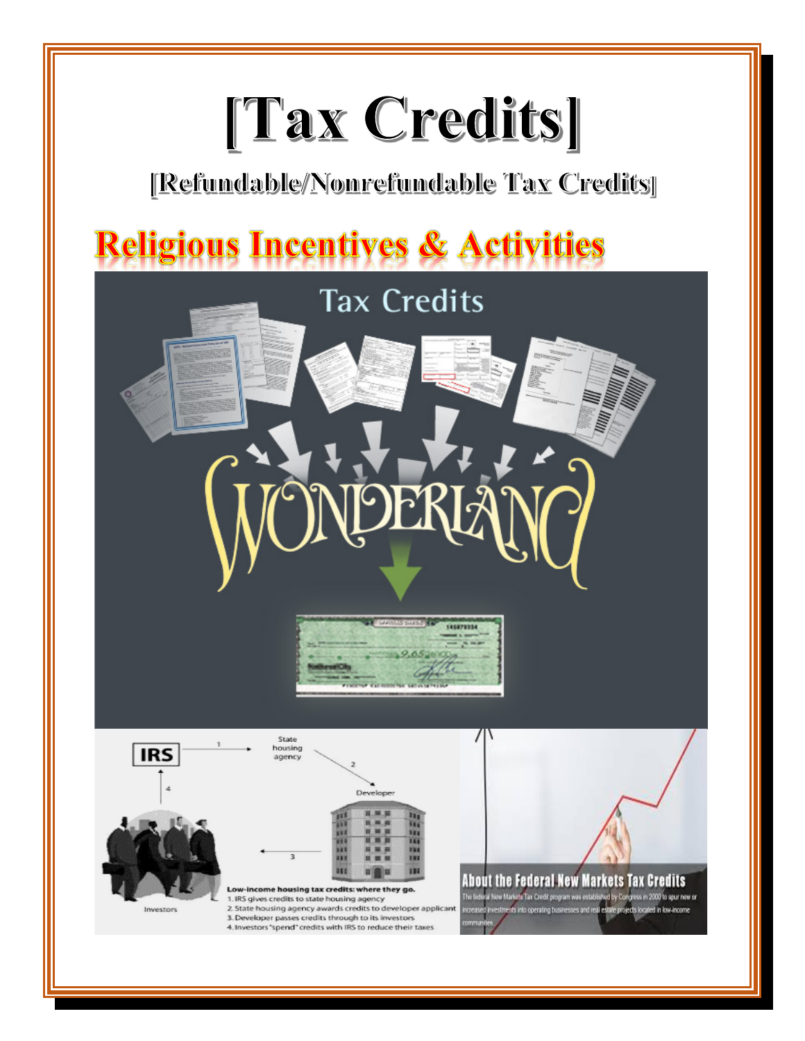# [Tax Credits]

## [Refundable/Nonrefundable Tax Credits]

## Religious Incentives & Activities

Tax Credits

WONDERLAND

IRS → State housing agency → Developer → Investors

Low-income housing tax credits: where they go.
1. IRS gives credits to state housing agency
2. State housing agency awards credits to developer applicant
3. Developer passes credits through to its investors
4. Investors "spend" credits with IRS to reduce their taxes

**About the Federal New Markets Tax Credits**

The federal New Markets Tax Credit program was established by Congress in 2000 to spur new or increased investments into operating businesses and real estate projects located in low-income communities.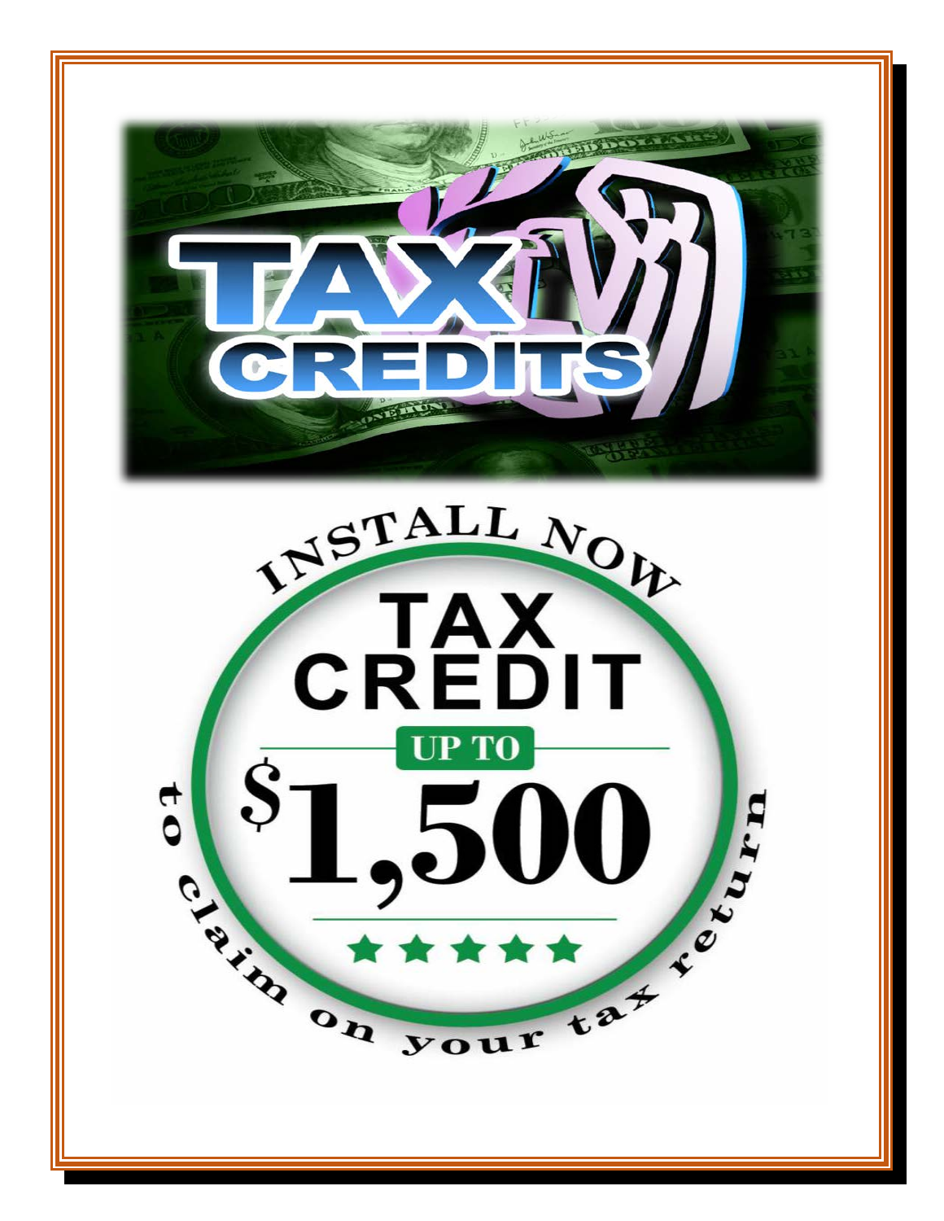# TAX CREDITS

INSTALL NOW

## TAX CREDIT

UP TO

# $1,500

★★★★★

to claim on your tax return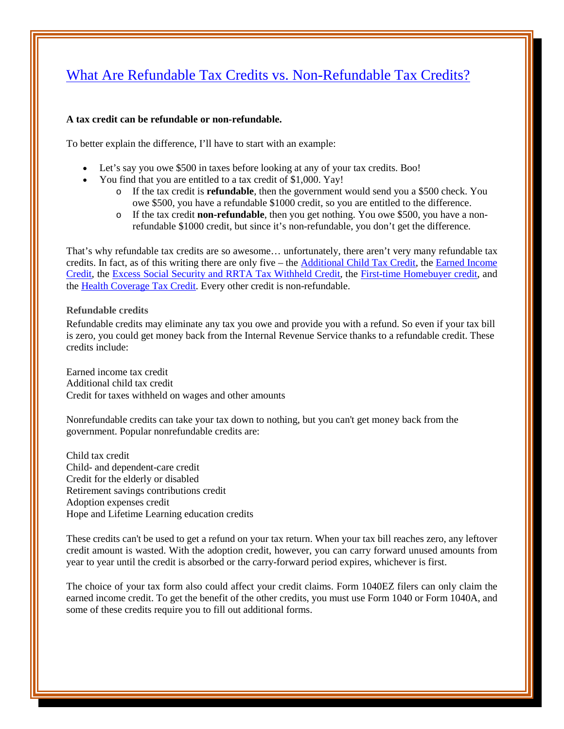# What Are Refundable Tax Credits vs. Non-Refundable Tax Credits?

**A tax credit can be refundable or non-refundable.**

To better explain the difference, I'll have to start with an example:

- Let's say you owe $500 in taxes before looking at any of your tax credits. Boo!
- You find that you are entitled to a tax credit of $1,000. Yay!
  - If the tax credit is **refundable**, then the government would send you a $500 check. You owe $500, you have a refundable $1000 credit, so you are entitled to the difference.
  - If the tax credit **non-refundable**, then you get nothing. You owe $500, you have a non-refundable $1000 credit, but since it's non-refundable, you don't get the difference.

That's why refundable tax credits are so awesome… unfortunately, there aren't very many refundable tax credits. In fact, as of this writing there are only five – the Additional Child Tax Credit, the Earned Income Credit, the Excess Social Security and RRTA Tax Withheld Credit, the First-time Homebuyer credit, and the Health Coverage Tax Credit. Every other credit is non-refundable.

### Refundable credits

Refundable credits may eliminate any tax you owe and provide you with a refund. So even if your tax bill is zero, you could get money back from the Internal Revenue Service thanks to a refundable credit. These credits include:

Earned income tax credit
Additional child tax credit
Credit for taxes withheld on wages and other amounts

Nonrefundable credits can take your tax down to nothing, but you can't get money back from the government. Popular nonrefundable credits are:

Child tax credit
Child- and dependent-care credit
Credit for the elderly or disabled
Retirement savings contributions credit
Adoption expenses credit
Hope and Lifetime Learning education credits

These credits can't be used to get a refund on your tax return. When your tax bill reaches zero, any leftover credit amount is wasted. With the adoption credit, however, you can carry forward unused amounts from year to year until the credit is absorbed or the carry-forward period expires, whichever is first.

The choice of your tax form also could affect your credit claims. Form 1040EZ filers can only claim the earned income credit. To get the benefit of the other credits, you must use Form 1040 or Form 1040A, and some of these credits require you to fill out additional forms.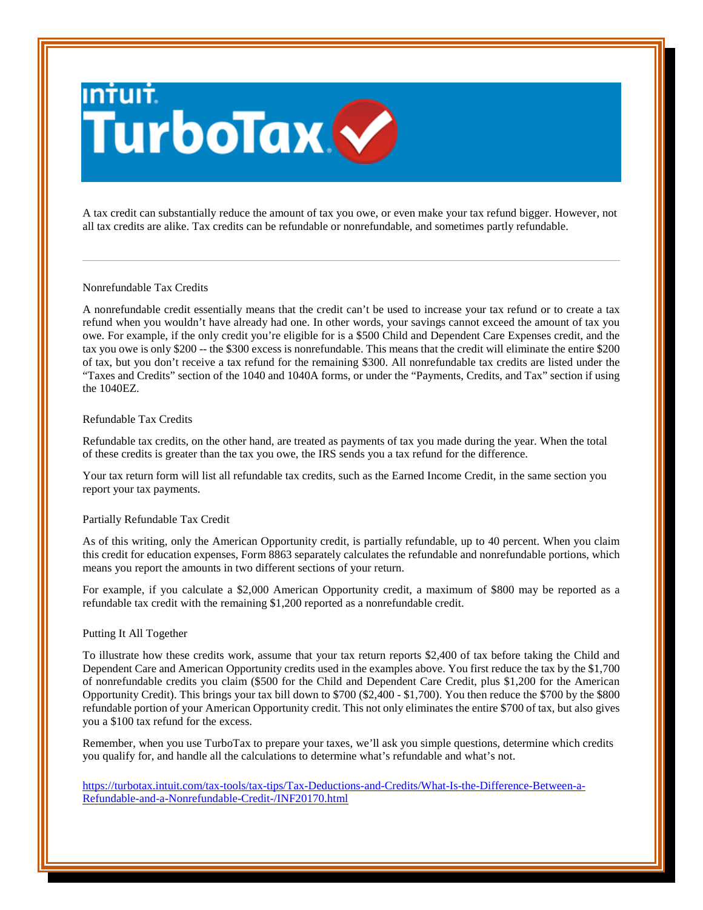A tax credit can substantially reduce the amount of tax you owe, or even make your tax refund bigger. However, not all tax credits are alike. Tax credits can be refundable or nonrefundable, and sometimes partly refundable.

---

## Nonrefundable Tax Credits

A nonrefundable credit essentially means that the credit can't be used to increase your tax refund or to create a tax refund when you wouldn't have already had one. In other words, your savings cannot exceed the amount of tax you owe. For example, if the only credit you're eligible for is a $500 Child and Dependent Care Expenses credit, and the tax you owe is only $200 -- the $300 excess is nonrefundable. This means that the credit will eliminate the entire $200 of tax, but you don't receive a tax refund for the remaining $300. All nonrefundable tax credits are listed under the "Taxes and Credits" section of the 1040 and 1040A forms, or under the "Payments, Credits, and Tax" section if using the 1040EZ.

## Refundable Tax Credits

Refundable tax credits, on the other hand, are treated as payments of tax you made during the year. When the total of these credits is greater than the tax you owe, the IRS sends you a tax refund for the difference.

Your tax return form will list all refundable tax credits, such as the Earned Income Credit, in the same section you report your tax payments.

## Partially Refundable Tax Credit

As of this writing, only the American Opportunity credit, is partially refundable, up to 40 percent. When you claim this credit for education expenses, Form 8863 separately calculates the refundable and nonrefundable portions, which means you report the amounts in two different sections of your return.

For example, if you calculate a $2,000 American Opportunity credit, a maximum of $800 may be reported as a refundable tax credit with the remaining $1,200 reported as a nonrefundable credit.

## Putting It All Together

To illustrate how these credits work, assume that your tax return reports $2,400 of tax before taking the Child and Dependent Care and American Opportunity credits used in the examples above. You first reduce the tax by the $1,700 of nonrefundable credits you claim ($500 for the Child and Dependent Care Credit, plus $1,200 for the American Opportunity Credit). This brings your tax bill down to $700 ($2,400 - $1,700). You then reduce the $700 by the $800 refundable portion of your American Opportunity credit. This not only eliminates the entire $700 of tax, but also gives you a $100 tax refund for the excess.

Remember, when you use TurboTax to prepare your taxes, we'll ask you simple questions, determine which credits you qualify for, and handle all the calculations to determine what's refundable and what's not.

https://turbotax.intuit.com/tax-tools/tax-tips/Tax-Deductions-and-Credits/What-Is-the-Difference-Between-a-Refundable-and-a-Nonrefundable-Credit-/INF20170.html